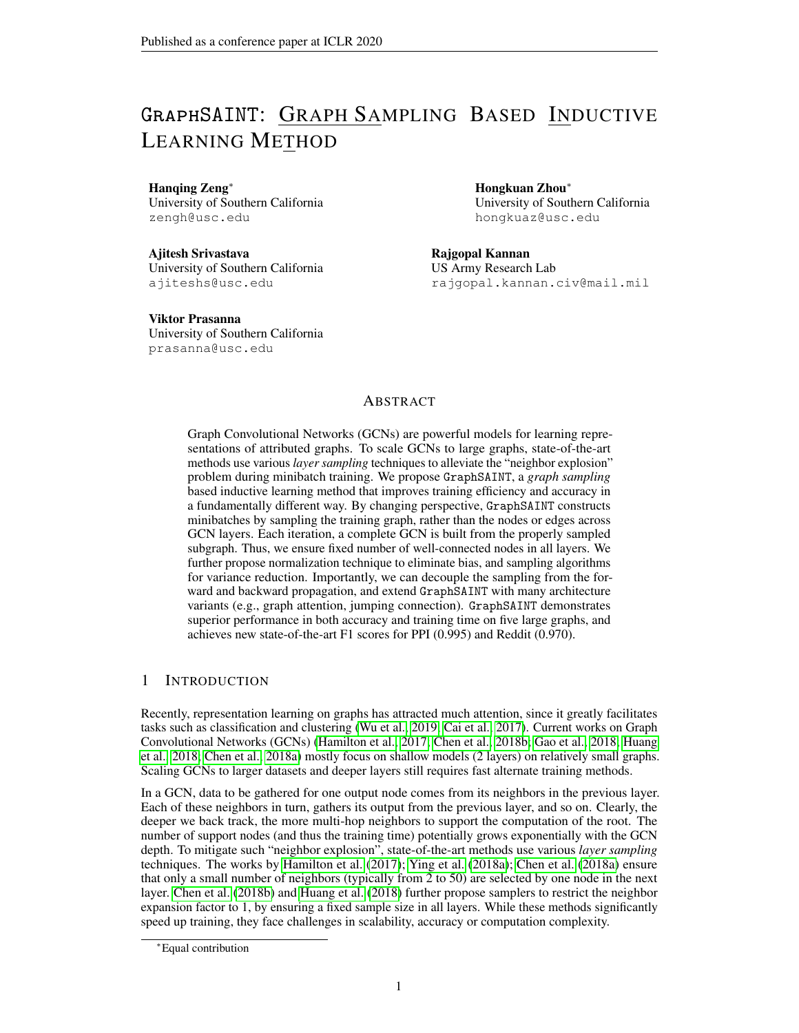# GraphSAINT: Graph Sampling Based Inductive Learning Method

**Hanqing Zeng**[*]
University of Southern California
zengh@usc.edu

**Hongkuan Zhou**[*]
University of Southern California
hongkuaz@usc.edu

**Ajitesh Srivastava**
University of Southern California
ajiteshs@usc.edu

**Rajgopal Kannan**
US Army Research Lab
rajgopal.kannan.civ@mail.mil

**Viktor Prasanna**
University of Southern California
prasanna@usc.edu

## Abstract

Graph Convolutional Networks (GCNs) are powerful models for learning representations of attributed graphs. To scale GCNs to large graphs, state-of-the-art methods use various *layer sampling* techniques to alleviate the "neighbor explosion" problem during minibatch training. We propose GraphSAINT, a *graph sampling* based inductive learning method that improves training efficiency and accuracy in a fundamentally different way. By changing perspective, GraphSAINT constructs minibatches by sampling the training graph, rather than the nodes or edges across GCN layers. Each iteration, a complete GCN is built from the properly sampled subgraph. Thus, we ensure fixed number of well-connected nodes in all layers. We further propose normalization technique to eliminate bias, and sampling algorithms for variance reduction. Importantly, we can decouple the sampling from the forward and backward propagation, and extend GraphSAINT with many architecture variants (e.g., graph attention, jumping connection). GraphSAINT demonstrates superior performance in both accuracy and training time on five large graphs, and achieves new state-of-the-art F1 scores for PPI (0.995) and Reddit (0.970).

## 1 Introduction

Recently, representation learning on graphs has attracted much attention, since it greatly facilitates tasks such as classification and clustering (Wu et al., 2019; Cai et al., 2017). Current works on Graph Convolutional Networks (GCNs) (Hamilton et al., 2017; Chen et al., 2018b; Gao et al., 2018; Huang et al., 2018; Chen et al., 2018a) mostly focus on shallow models (2 layers) on relatively small graphs. Scaling GCNs to larger datasets and deeper layers still requires fast alternate training methods.

In a GCN, data to be gathered for one output node comes from its neighbors in the previous layer. Each of these neighbors in turn, gathers its output from the previous layer, and so on. Clearly, the deeper we back track, the more multi-hop neighbors to support the computation of the root. The number of support nodes (and thus the training time) potentially grows exponentially with the GCN depth. To mitigate such "neighbor explosion", state-of-the-art methods use various *layer sampling* techniques. The works by Hamilton et al. (2017); Ying et al. (2018a); Chen et al. (2018a) ensure that only a small number of neighbors (typically from 2 to 50) are selected by one node in the next layer. Chen et al. (2018b) and Huang et al. (2018) further propose samplers to restrict the neighbor expansion factor to 1, by ensuring a fixed sample size in all layers. While these methods significantly speed up training, they face challenges in scalability, accuracy or computation complexity.

[*]Equal contribution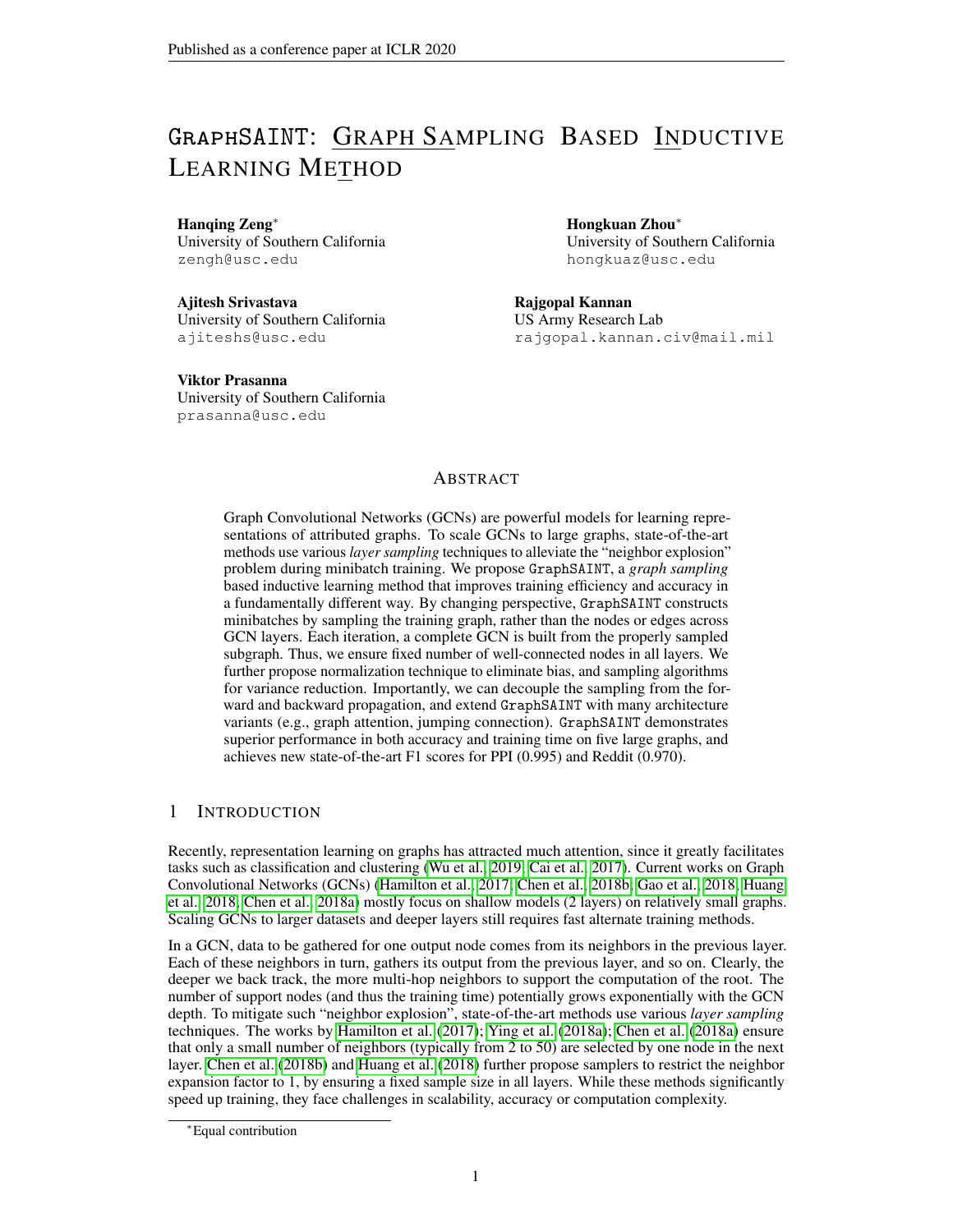# GraphSAINT: Graph Sampling Based Inductive Learning Method

**Hanqing Zeng**[*]
University of Southern California
zengh@usc.edu

**Hongkuan Zhou**[*]
University of Southern California
hongkuaz@usc.edu

**Ajitesh Srivastava**
University of Southern California
ajiteshs@usc.edu

**Rajgopal Kannan**
US Army Research Lab
rajgopal.kannan.civ@mail.mil

**Viktor Prasanna**
University of Southern California
prasanna@usc.edu

## Abstract

Graph Convolutional Networks (GCNs) are powerful models for learning representations of attributed graphs. To scale GCNs to large graphs, state-of-the-art methods use various *layer sampling* techniques to alleviate the "neighbor explosion" problem during minibatch training. We propose GraphSAINT, a *graph sampling* based inductive learning method that improves training efficiency and accuracy in a fundamentally different way. By changing perspective, GraphSAINT constructs minibatches by sampling the training graph, rather than the nodes or edges across GCN layers. Each iteration, a complete GCN is built from the properly sampled subgraph. Thus, we ensure fixed number of well-connected nodes in all layers. We further propose normalization technique to eliminate bias, and sampling algorithms for variance reduction. Importantly, we can decouple the sampling from the forward and backward propagation, and extend GraphSAINT with many architecture variants (e.g., graph attention, jumping connection). GraphSAINT demonstrates superior performance in both accuracy and training time on five large graphs, and achieves new state-of-the-art F1 scores for PPI (0.995) and Reddit (0.970).

## 1 Introduction

Recently, representation learning on graphs has attracted much attention, since it greatly facilitates tasks such as classification and clustering (Wu et al., 2019; Cai et al., 2017). Current works on Graph Convolutional Networks (GCNs) (Hamilton et al., 2017; Chen et al., 2018b; Gao et al., 2018; Huang et al., 2018; Chen et al., 2018a) mostly focus on shallow models (2 layers) on relatively small graphs. Scaling GCNs to larger datasets and deeper layers still requires fast alternate training methods.

In a GCN, data to be gathered for one output node comes from its neighbors in the previous layer. Each of these neighbors in turn, gathers its output from the previous layer, and so on. Clearly, the deeper we back track, the more multi-hop neighbors to support the computation of the root. The number of support nodes (and thus the training time) potentially grows exponentially with the GCN depth. To mitigate such "neighbor explosion", state-of-the-art methods use various *layer sampling* techniques. The works by Hamilton et al. (2017); Ying et al. (2018a); Chen et al. (2018a) ensure that only a small number of neighbors (typically from 2 to 50) are selected by one node in the next layer. Chen et al. (2018b) and Huang et al. (2018) further propose samplers to restrict the neighbor expansion factor to 1, by ensuring a fixed sample size in all layers. While these methods significantly speed up training, they face challenges in scalability, accuracy or computation complexity.

[*] Equal contribution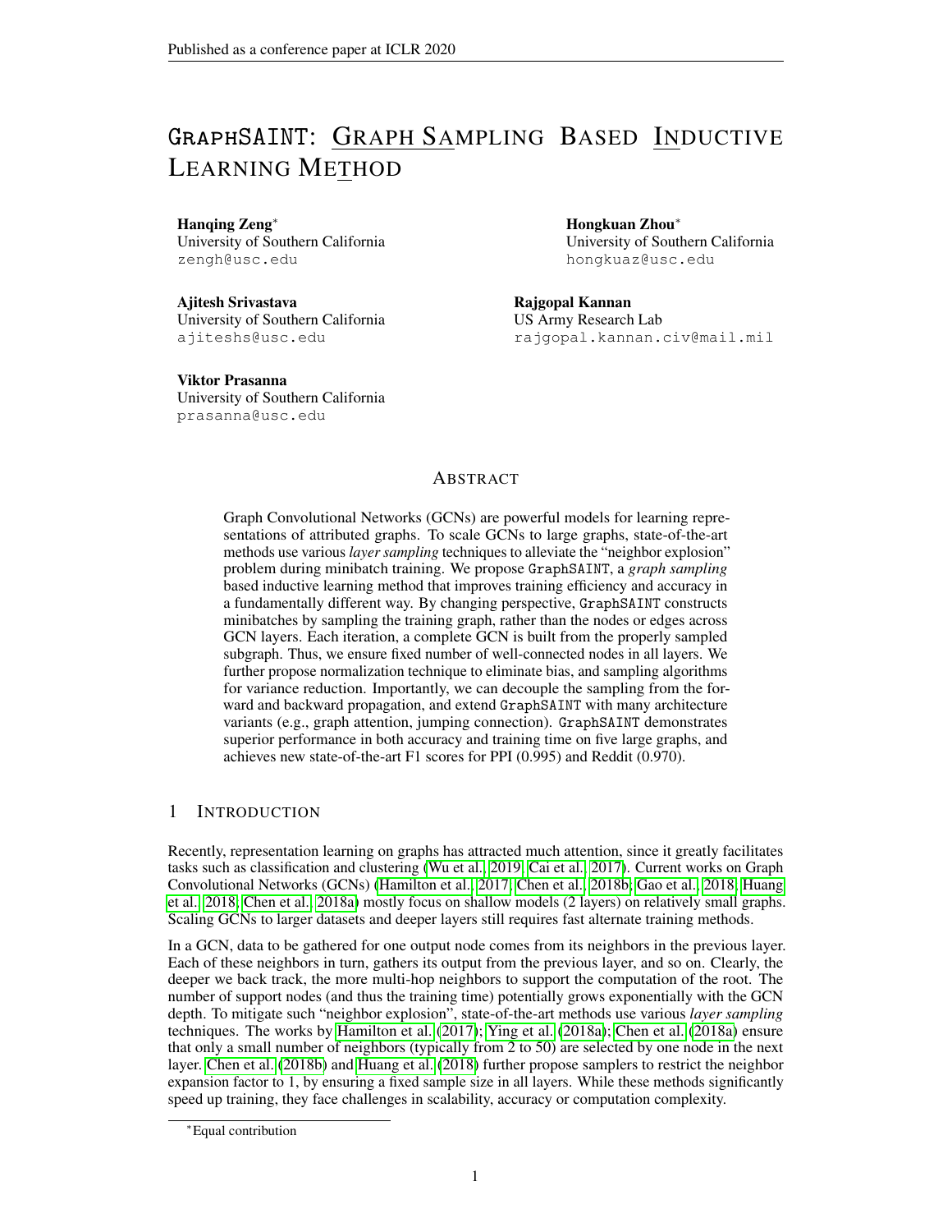# GraphSAINT: Graph Sampling Based Inductive Learning Method

**Hanqing Zeng**[*]
University of Southern California
zengh@usc.edu

**Hongkuan Zhou**[*]
University of Southern California
hongkuaz@usc.edu

**Ajitesh Srivastava**
University of Southern California
ajiteshs@usc.edu

**Rajgopal Kannan**
US Army Research Lab
rajgopal.kannan.civ@mail.mil

**Viktor Prasanna**
University of Southern California
prasanna@usc.edu

## Abstract

Graph Convolutional Networks (GCNs) are powerful models for learning representations of attributed graphs. To scale GCNs to large graphs, state-of-the-art methods use various *layer sampling* techniques to alleviate the "neighbor explosion" problem during minibatch training. We propose GraphSAINT, a *graph sampling* based inductive learning method that improves training efficiency and accuracy in a fundamentally different way. By changing perspective, GraphSAINT constructs minibatches by sampling the training graph, rather than the nodes or edges across GCN layers. Each iteration, a complete GCN is built from the properly sampled subgraph. Thus, we ensure fixed number of well-connected nodes in all layers. We further propose normalization technique to eliminate bias, and sampling algorithms for variance reduction. Importantly, we can decouple the sampling from the forward and backward propagation, and extend GraphSAINT with many architecture variants (e.g., graph attention, jumping connection). GraphSAINT demonstrates superior performance in both accuracy and training time on five large graphs, and achieves new state-of-the-art F1 scores for PPI (0.995) and Reddit (0.970).

## 1 Introduction

Recently, representation learning on graphs has attracted much attention, since it greatly facilitates tasks such as classification and clustering (Wu et al., 2019; Cai et al., 2017). Current works on Graph Convolutional Networks (GCNs) (Hamilton et al., 2017; Chen et al., 2018b; Gao et al., 2018; Huang et al., 2018; Chen et al., 2018a) mostly focus on shallow models (2 layers) on relatively small graphs. Scaling GCNs to larger datasets and deeper layers still requires fast alternate training methods.

In a GCN, data to be gathered for one output node comes from its neighbors in the previous layer. Each of these neighbors in turn, gathers its output from the previous layer, and so on. Clearly, the deeper we back track, the more multi-hop neighbors to support the computation of the root. The number of support nodes (and thus the training time) potentially grows exponentially with the GCN depth. To mitigate such "neighbor explosion", state-of-the-art methods use various *layer sampling* techniques. The works by Hamilton et al. (2017); Ying et al. (2018a); Chen et al. (2018a) ensure that only a small number of neighbors (typically from 2 to 50) are selected by one node in the next layer. Chen et al. (2018b) and Huang et al. (2018) further propose samplers to restrict the neighbor expansion factor to 1, by ensuring a fixed sample size in all layers. While these methods significantly speed up training, they face challenges in scalability, accuracy or computation complexity.

[*]Equal contribution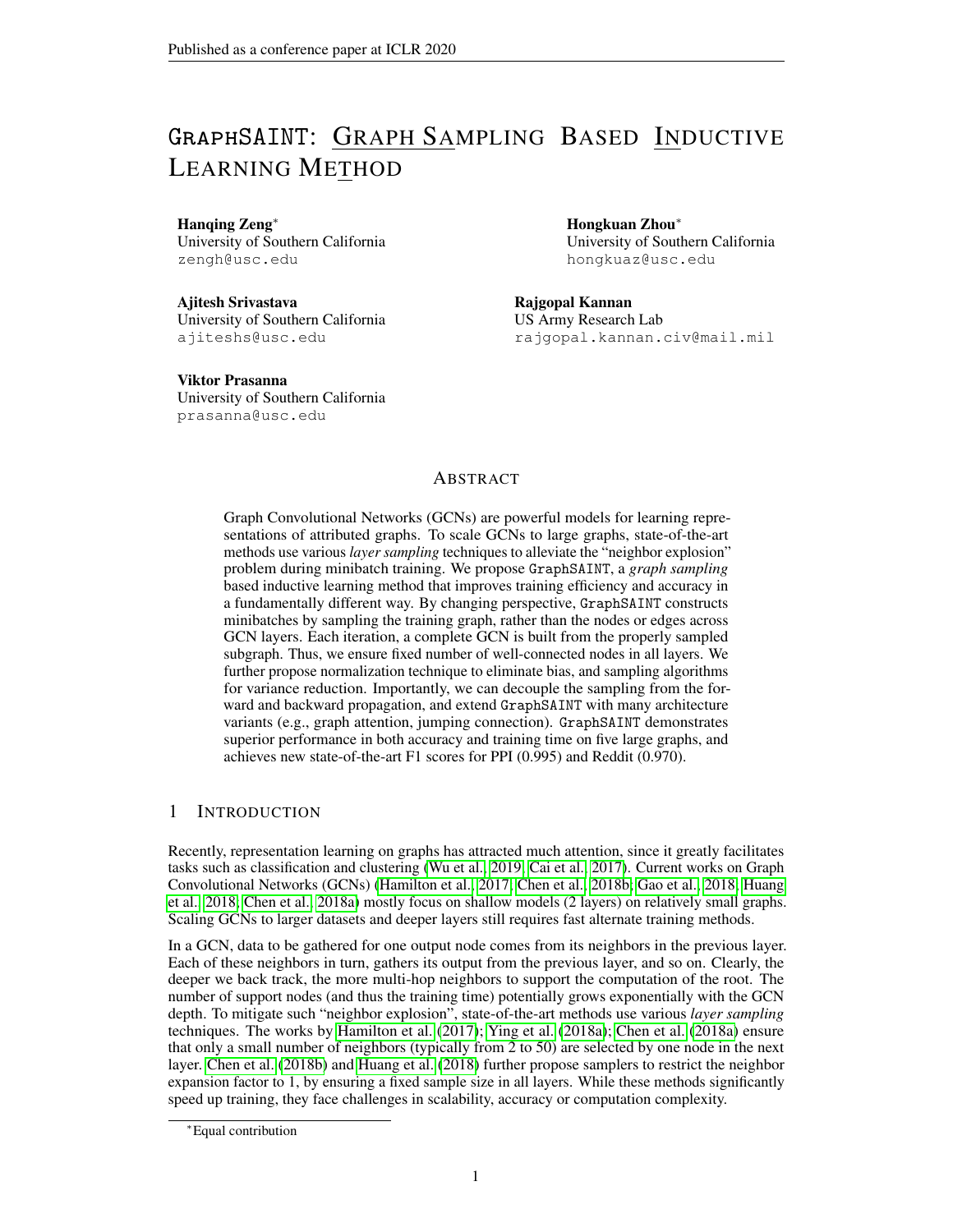# GraphSAINT: Graph Sampling Based Inductive Learning Method

**Hanqing Zeng***  
University of Southern California  
zengh@usc.edu

**Hongkuan Zhou***  
University of Southern California  
hongkuaz@usc.edu

**Ajitesh Srivastava**  
University of Southern California  
ajiteshs@usc.edu

**Rajgopal Kannan**  
US Army Research Lab  
rajgopal.kannan.civ@mail.mil

**Viktor Prasanna**  
University of Southern California  
prasanna@usc.edu

## Abstract

Graph Convolutional Networks (GCNs) are powerful models for learning representations of attributed graphs. To scale GCNs to large graphs, state-of-the-art methods use various *layer sampling* techniques to alleviate the "neighbor explosion" problem during minibatch training. We propose GraphSAINT, a *graph sampling* based inductive learning method that improves training efficiency and accuracy in a fundamentally different way. By changing perspective, GraphSAINT constructs minibatches by sampling the training graph, rather than the nodes or edges across GCN layers. Each iteration, a complete GCN is built from the properly sampled subgraph. Thus, we ensure fixed number of well-connected nodes in all layers. We further propose normalization technique to eliminate bias, and sampling algorithms for variance reduction. Importantly, we can decouple the sampling from the forward and backward propagation, and extend GraphSAINT with many architecture variants (e.g., graph attention, jumping connection). GraphSAINT demonstrates superior performance in both accuracy and training time on five large graphs, and achieves new state-of-the-art F1 scores for PPI (0.995) and Reddit (0.970).

## 1 Introduction

Recently, representation learning on graphs has attracted much attention, since it greatly facilitates tasks such as classification and clustering (Wu et al., 2019; Cai et al., 2017). Current works on Graph Convolutional Networks (GCNs) (Hamilton et al., 2017; Chen et al., 2018b; Gao et al., 2018; Huang et al., 2018; Chen et al., 2018a) mostly focus on shallow models (2 layers) on relatively small graphs. Scaling GCNs to larger datasets and deeper layers still requires fast alternate training methods.

In a GCN, data to be gathered for one output node comes from its neighbors in the previous layer. Each of these neighbors in turn, gathers its output from the previous layer, and so on. Clearly, the deeper we back track, the more multi-hop neighbors to support the computation of the root. The number of support nodes (and thus the training time) potentially grows exponentially with the GCN depth. To mitigate such "neighbor explosion", state-of-the-art methods use various *layer sampling* techniques. The works by Hamilton et al. (2017); Ying et al. (2018a); Chen et al. (2018a) ensure that only a small number of neighbors (typically from 2 to 50) are selected by one node in the next layer. Chen et al. (2018b) and Huang et al. (2018) further propose samplers to restrict the neighbor expansion factor to 1, by ensuring a fixed sample size in all layers. While these methods significantly speed up training, they face challenges in scalability, accuracy or computation complexity.

*Equal contribution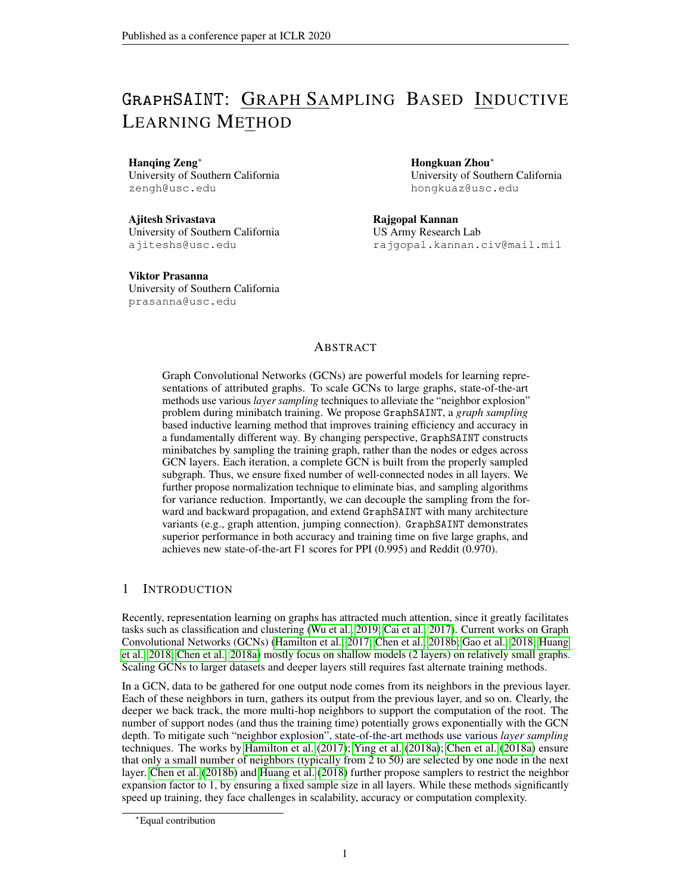# GraphSAINT: Graph Sampling Based Inductive Learning Method

**Hanqing Zeng**[*]
University of Southern California
zengh@usc.edu

**Hongkuan Zhou**[*]
University of Southern California
hongkuaz@usc.edu

**Ajitesh Srivastava**
University of Southern California
ajiteshs@usc.edu

**Rajgopal Kannan**
US Army Research Lab
rajgopal.kannan.civ@mail.mil

**Viktor Prasanna**
University of Southern California
prasanna@usc.edu

## Abstract

Graph Convolutional Networks (GCNs) are powerful models for learning representations of attributed graphs. To scale GCNs to large graphs, state-of-the-art methods use various *layer sampling* techniques to alleviate the "neighbor explosion" problem during minibatch training. We propose GraphSAINT, a *graph sampling* based inductive learning method that improves training efficiency and accuracy in a fundamentally different way. By changing perspective, GraphSAINT constructs minibatches by sampling the training graph, rather than the nodes or edges across GCN layers. Each iteration, a complete GCN is built from the properly sampled subgraph. Thus, we ensure fixed number of well-connected nodes in all layers. We further propose normalization technique to eliminate bias, and sampling algorithms for variance reduction. Importantly, we can decouple the sampling from the forward and backward propagation, and extend GraphSAINT with many architecture variants (e.g., graph attention, jumping connection). GraphSAINT demonstrates superior performance in both accuracy and training time on five large graphs, and achieves new state-of-the-art F1 scores for PPI (0.995) and Reddit (0.970).

## 1 Introduction

Recently, representation learning on graphs has attracted much attention, since it greatly facilitates tasks such as classification and clustering (Wu et al., 2019; Cai et al., 2017). Current works on Graph Convolutional Networks (GCNs) (Hamilton et al., 2017; Chen et al., 2018b; Gao et al., 2018; Huang et al., 2018; Chen et al., 2018a) mostly focus on shallow models (2 layers) on relatively small graphs. Scaling GCNs to larger datasets and deeper layers still requires fast alternate training methods.

In a GCN, data to be gathered for one output node comes from its neighbors in the previous layer. Each of these neighbors in turn, gathers its output from the previous layer, and so on. Clearly, the deeper we back track, the more multi-hop neighbors to support the computation of the root. The number of support nodes (and thus the training time) potentially grows exponentially with the GCN depth. To mitigate such "neighbor explosion", state-of-the-art methods use various *layer sampling* techniques. The works by Hamilton et al. (2017); Ying et al. (2018a); Chen et al. (2018a) ensure that only a small number of neighbors (typically from 2 to 50) are selected by one node in the next layer. Chen et al. (2018b) and Huang et al. (2018) further propose samplers to restrict the neighbor expansion factor to 1, by ensuring a fixed sample size in all layers. While these methods significantly speed up training, they face challenges in scalability, accuracy or computation complexity.

[*]Equal contribution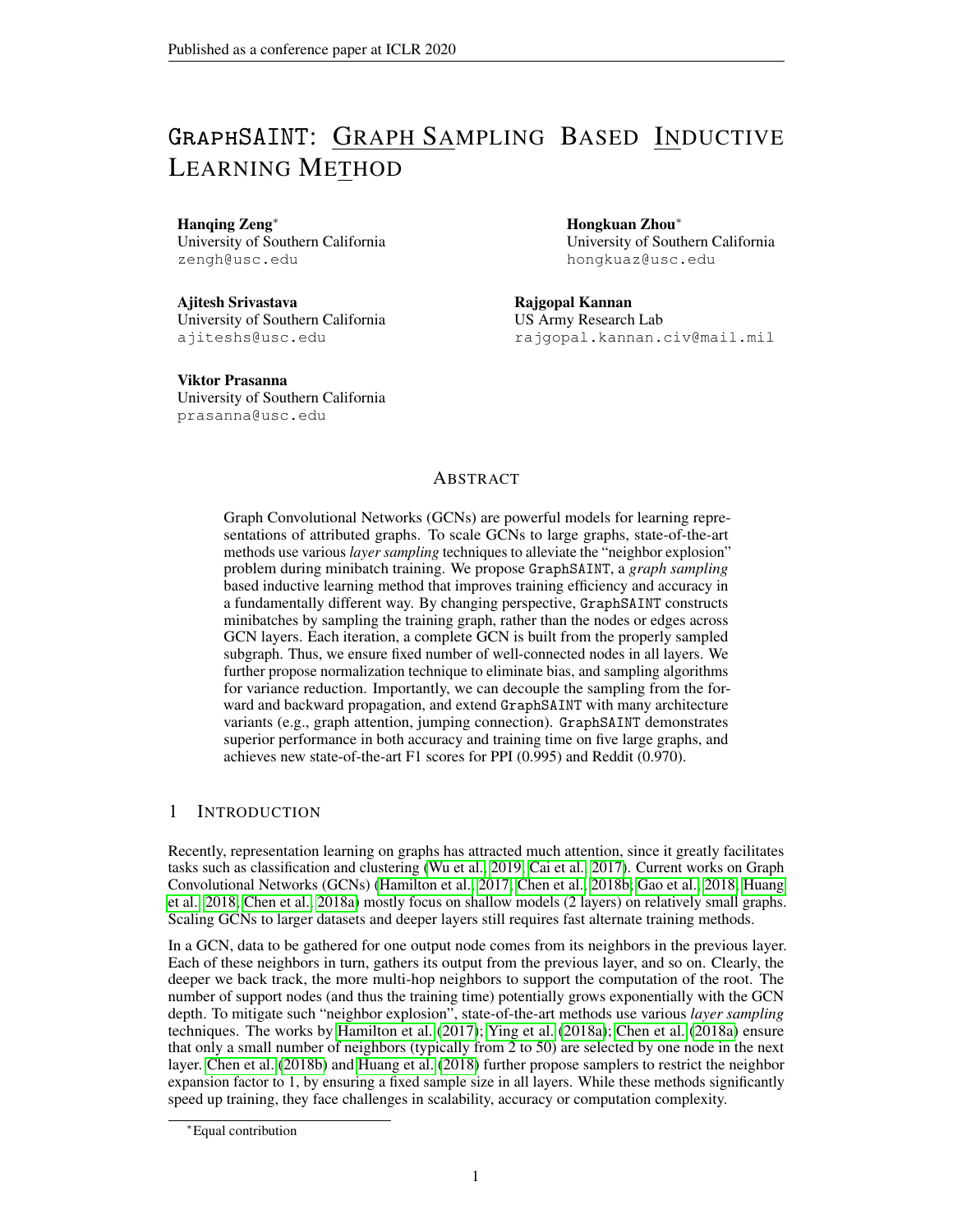# GraphSAINT: Graph Sampling Based Inductive Learning Method

**Hanqing Zeng***
University of Southern California
zengh@usc.edu

**Hongkuan Zhou***
University of Southern California
hongkuaz@usc.edu

**Ajitesh Srivastava**
University of Southern California
ajiteshs@usc.edu

**Rajgopal Kannan**
US Army Research Lab
rajgopal.kannan.civ@mail.mil

**Viktor Prasanna**
University of Southern California
prasanna@usc.edu

## Abstract

Graph Convolutional Networks (GCNs) are powerful models for learning representations of attributed graphs. To scale GCNs to large graphs, state-of-the-art methods use various *layer sampling* techniques to alleviate the "neighbor explosion" problem during minibatch training. We propose GraphSAINT, a *graph sampling* based inductive learning method that improves training efficiency and accuracy in a fundamentally different way. By changing perspective, GraphSAINT constructs minibatches by sampling the training graph, rather than the nodes or edges across GCN layers. Each iteration, a complete GCN is built from the properly sampled subgraph. Thus, we ensure fixed number of well-connected nodes in all layers. We further propose normalization technique to eliminate bias, and sampling algorithms for variance reduction. Importantly, we can decouple the sampling from the forward and backward propagation, and extend GraphSAINT with many architecture variants (e.g., graph attention, jumping connection). GraphSAINT demonstrates superior performance in both accuracy and training time on five large graphs, and achieves new state-of-the-art F1 scores for PPI (0.995) and Reddit (0.970).

## 1 Introduction

Recently, representation learning on graphs has attracted much attention, since it greatly facilitates tasks such as classification and clustering (Wu et al., 2019; Cai et al., 2017). Current works on Graph Convolutional Networks (GCNs) (Hamilton et al., 2017; Chen et al., 2018b; Gao et al., 2018; Huang et al., 2018; Chen et al., 2018a) mostly focus on shallow models (2 layers) on relatively small graphs. Scaling GCNs to larger datasets and deeper layers still requires fast alternate training methods.

In a GCN, data to be gathered for one output node comes from its neighbors in the previous layer. Each of these neighbors in turn, gathers its output from the previous layer, and so on. Clearly, the deeper we back track, the more multi-hop neighbors to support the computation of the root. The number of support nodes (and thus the training time) potentially grows exponentially with the GCN depth. To mitigate such "neighbor explosion", state-of-the-art methods use various *layer sampling* techniques. The works by Hamilton et al. (2017); Ying et al. (2018a); Chen et al. (2018a) ensure that only a small number of neighbors (typically from 2 to 50) are selected by one node in the next layer. Chen et al. (2018b) and Huang et al. (2018) further propose samplers to restrict the neighbor expansion factor to 1, by ensuring a fixed sample size in all layers. While these methods significantly speed up training, they face challenges in scalability, accuracy or computation complexity.

*Equal contribution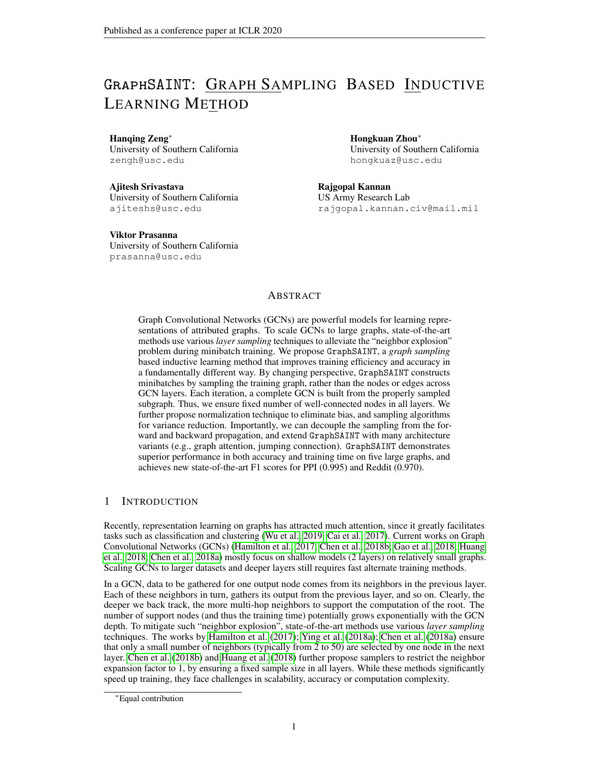# GraphSAINT: Graph Sampling Based Inductive Learning Method

**Hanqing Zeng***
University of Southern California
zengh@usc.edu

**Hongkuan Zhou***
University of Southern California
hongkuaz@usc.edu

**Ajitesh Srivastava**
University of Southern California
ajiteshs@usc.edu

**Rajgopal Kannan**
US Army Research Lab
rajgopal.kannan.civ@mail.mil

**Viktor Prasanna**
University of Southern California
prasanna@usc.edu

## Abstract

Graph Convolutional Networks (GCNs) are powerful models for learning representations of attributed graphs. To scale GCNs to large graphs, state-of-the-art methods use various *layer sampling* techniques to alleviate the "neighbor explosion" problem during minibatch training. We propose GraphSAINT, a *graph sampling* based inductive learning method that improves training efficiency and accuracy in a fundamentally different way. By changing perspective, GraphSAINT constructs minibatches by sampling the training graph, rather than the nodes or edges across GCN layers. Each iteration, a complete GCN is built from the properly sampled subgraph. Thus, we ensure fixed number of well-connected nodes in all layers. We further propose normalization technique to eliminate bias, and sampling algorithms for variance reduction. Importantly, we can decouple the sampling from the forward and backward propagation, and extend GraphSAINT with many architecture variants (e.g., graph attention, jumping connection). GraphSAINT demonstrates superior performance in both accuracy and training time on five large graphs, and achieves new state-of-the-art F1 scores for PPI (0.995) and Reddit (0.970).

## 1 Introduction

Recently, representation learning on graphs has attracted much attention, since it greatly facilitates tasks such as classification and clustering (Wu et al., 2019; Cai et al., 2017). Current works on Graph Convolutional Networks (GCNs) (Hamilton et al., 2017; Chen et al., 2018b; Gao et al., 2018; Huang et al., 2018; Chen et al., 2018a) mostly focus on shallow models (2 layers) on relatively small graphs. Scaling GCNs to larger datasets and deeper layers still requires fast alternate training methods.

In a GCN, data to be gathered for one output node comes from its neighbors in the previous layer. Each of these neighbors in turn, gathers its output from the previous layer, and so on. Clearly, the deeper we back track, the more multi-hop neighbors to support the computation of the root. The number of support nodes (and thus the training time) potentially grows exponentially with the GCN depth. To mitigate such "neighbor explosion", state-of-the-art methods use various *layer sampling* techniques. The works by Hamilton et al. (2017); Ying et al. (2018a); Chen et al. (2018a) ensure that only a small number of neighbors (typically from 2 to 50) are selected by one node in the next layer. Chen et al. (2018b) and Huang et al. (2018) further propose samplers to restrict the neighbor expansion factor to 1, by ensuring a fixed sample size in all layers. While these methods significantly speed up training, they face challenges in scalability, accuracy or computation complexity.

*Equal contribution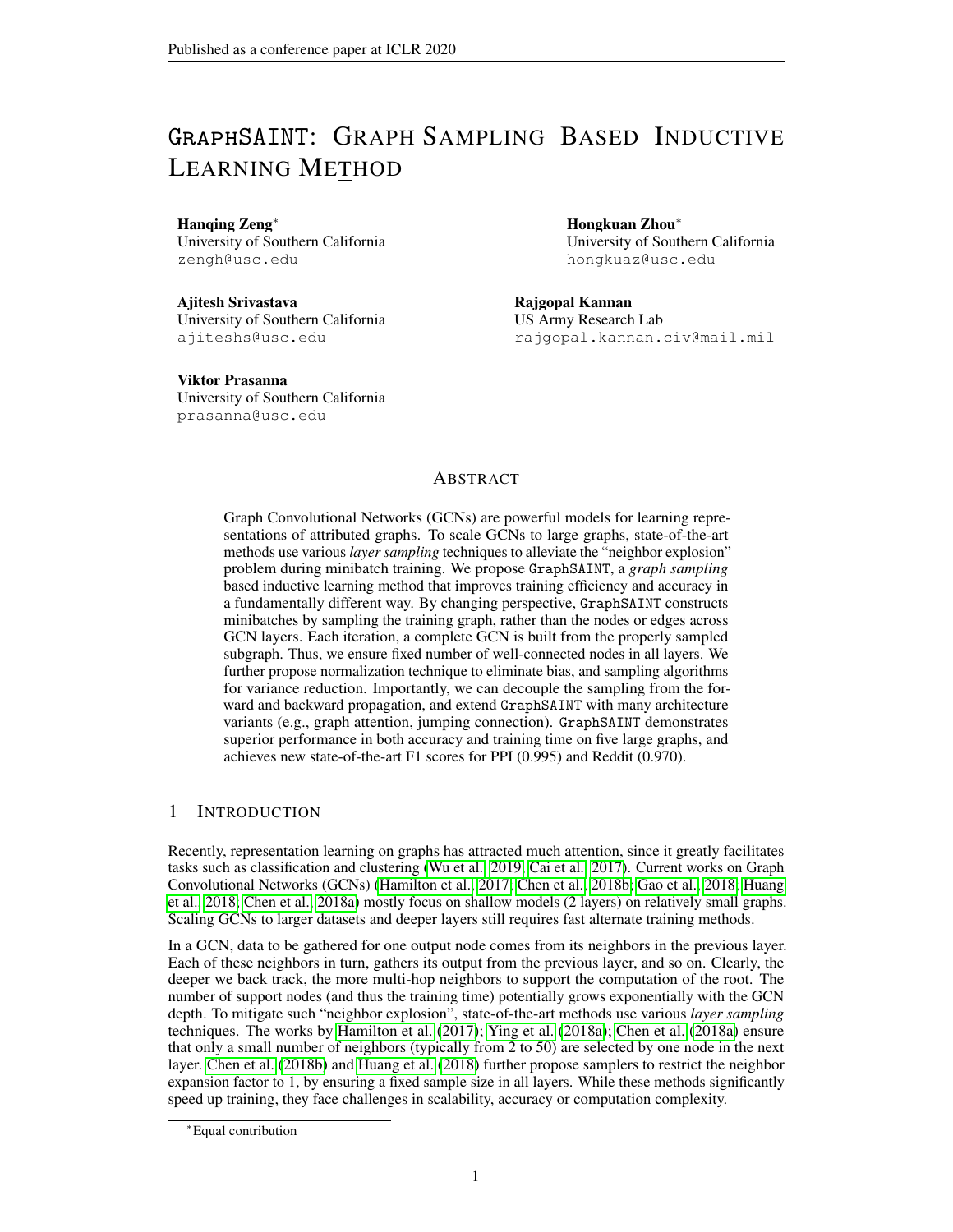# GraphSAINT: Graph Sampling Based Inductive Learning Method

**Hanqing Zeng**[*]  
University of Southern California  
zengh@usc.edu

**Hongkuan Zhou**[*]  
University of Southern California  
hongkuaz@usc.edu

**Ajitesh Srivastava**  
University of Southern California  
ajiteshs@usc.edu

**Rajgopal Kannan**  
US Army Research Lab  
rajgopal.kannan.civ@mail.mil

**Viktor Prasanna**  
University of Southern California  
prasanna@usc.edu

## Abstract

Graph Convolutional Networks (GCNs) are powerful models for learning representations of attributed graphs. To scale GCNs to large graphs, state-of-the-art methods use various *layer sampling* techniques to alleviate the "neighbor explosion" problem during minibatch training. We propose GraphSAINT, a *graph sampling* based inductive learning method that improves training efficiency and accuracy in a fundamentally different way. By changing perspective, GraphSAINT constructs minibatches by sampling the training graph, rather than the nodes or edges across GCN layers. Each iteration, a complete GCN is built from the properly sampled subgraph. Thus, we ensure fixed number of well-connected nodes in all layers. We further propose normalization technique to eliminate bias, and sampling algorithms for variance reduction. Importantly, we can decouple the sampling from the forward and backward propagation, and extend GraphSAINT with many architecture variants (e.g., graph attention, jumping connection). GraphSAINT demonstrates superior performance in both accuracy and training time on five large graphs, and achieves new state-of-the-art F1 scores for PPI (0.995) and Reddit (0.970).

## 1 Introduction

Recently, representation learning on graphs has attracted much attention, since it greatly facilitates tasks such as classification and clustering (Wu et al., 2019; Cai et al., 2017). Current works on Graph Convolutional Networks (GCNs) (Hamilton et al., 2017; Chen et al., 2018b; Gao et al., 2018; Huang et al., 2018; Chen et al., 2018a) mostly focus on shallow models (2 layers) on relatively small graphs. Scaling GCNs to larger datasets and deeper layers still requires fast alternate training methods.

In a GCN, data to be gathered for one output node comes from its neighbors in the previous layer. Each of these neighbors in turn, gathers its output from the previous layer, and so on. Clearly, the deeper we back track, the more multi-hop neighbors to support the computation of the root. The number of support nodes (and thus the training time) potentially grows exponentially with the GCN depth. To mitigate such "neighbor explosion", state-of-the-art methods use various *layer sampling* techniques. The works by Hamilton et al. (2017); Ying et al. (2018a); Chen et al. (2018a) ensure that only a small number of neighbors (typically from 2 to 50) are selected by one node in the next layer. Chen et al. (2018b) and Huang et al. (2018) further propose samplers to restrict the neighbor expansion factor to 1, by ensuring a fixed sample size in all layers. While these methods significantly speed up training, they face challenges in scalability, accuracy or computation complexity.

[*] Equal contribution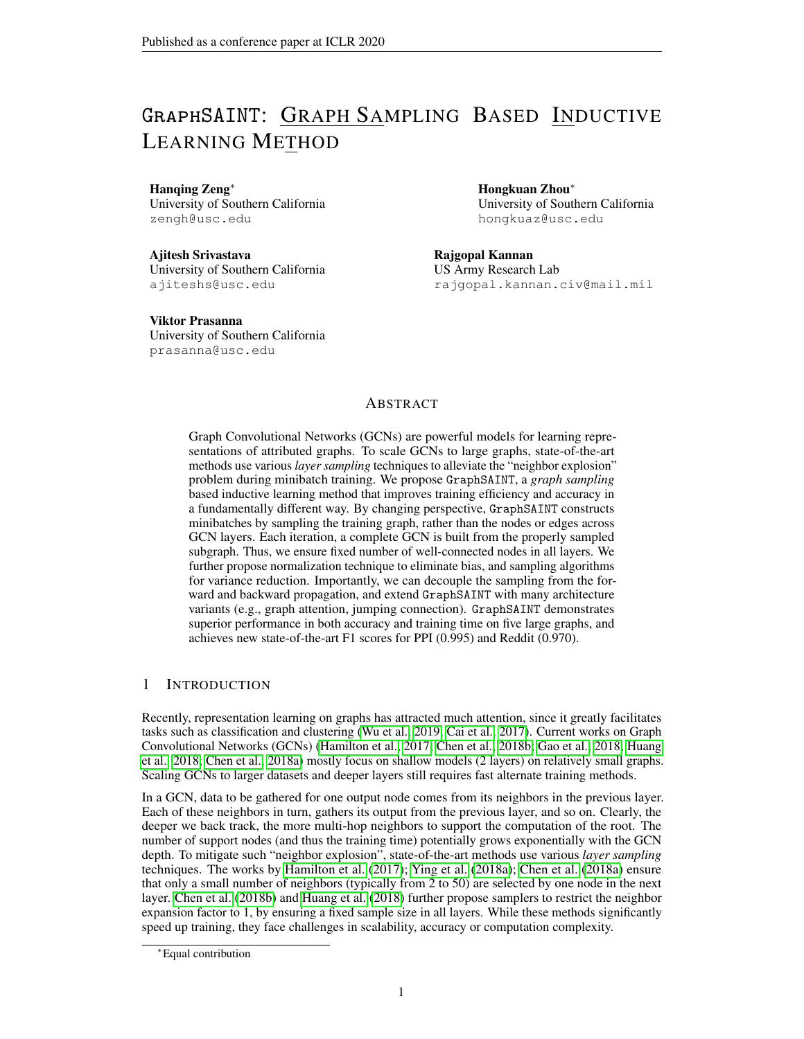# GraphSAINT: Graph Sampling Based Inductive Learning Method

**Hanqing Zeng**[*]
University of Southern California
zengh@usc.edu

**Hongkuan Zhou**[*]
University of Southern California
hongkuaz@usc.edu

**Ajitesh Srivastava**
University of Southern California
ajiteshs@usc.edu

**Rajgopal Kannan**
US Army Research Lab
rajgopal.kannan.civ@mail.mil

**Viktor Prasanna**
University of Southern California
prasanna@usc.edu

## Abstract

Graph Convolutional Networks (GCNs) are powerful models for learning representations of attributed graphs. To scale GCNs to large graphs, state-of-the-art methods use various *layer sampling* techniques to alleviate the "neighbor explosion" problem during minibatch training. We propose GraphSAINT, a *graph sampling* based inductive learning method that improves training efficiency and accuracy in a fundamentally different way. By changing perspective, GraphSAINT constructs minibatches by sampling the training graph, rather than the nodes or edges across GCN layers. Each iteration, a complete GCN is built from the properly sampled subgraph. Thus, we ensure fixed number of well-connected nodes in all layers. We further propose normalization technique to eliminate bias, and sampling algorithms for variance reduction. Importantly, we can decouple the sampling from the forward and backward propagation, and extend GraphSAINT with many architecture variants (e.g., graph attention, jumping connection). GraphSAINT demonstrates superior performance in both accuracy and training time on five large graphs, and achieves new state-of-the-art F1 scores for PPI (0.995) and Reddit (0.970).

## 1 Introduction

Recently, representation learning on graphs has attracted much attention, since it greatly facilitates tasks such as classification and clustering (Wu et al., 2019; Cai et al., 2017). Current works on Graph Convolutional Networks (GCNs) (Hamilton et al., 2017; Chen et al., 2018b; Gao et al., 2018; Huang et al., 2018; Chen et al., 2018a) mostly focus on shallow models (2 layers) on relatively small graphs. Scaling GCNs to larger datasets and deeper layers still requires fast alternate training methods.

In a GCN, data to be gathered for one output node comes from its neighbors in the previous layer. Each of these neighbors in turn, gathers its output from the previous layer, and so on. Clearly, the deeper we back track, the more multi-hop neighbors to support the computation of the root. The number of support nodes (and thus the training time) potentially grows exponentially with the GCN depth. To mitigate such "neighbor explosion", state-of-the-art methods use various *layer sampling* techniques. The works by Hamilton et al. (2017); Ying et al. (2018a); Chen et al. (2018a) ensure that only a small number of neighbors (typically from 2 to 50) are selected by one node in the next layer. Chen et al. (2018b) and Huang et al. (2018) further propose samplers to restrict the neighbor expansion factor to 1, by ensuring a fixed sample size in all layers. While these methods significantly speed up training, they face challenges in scalability, accuracy or computation complexity.

[*] Equal contribution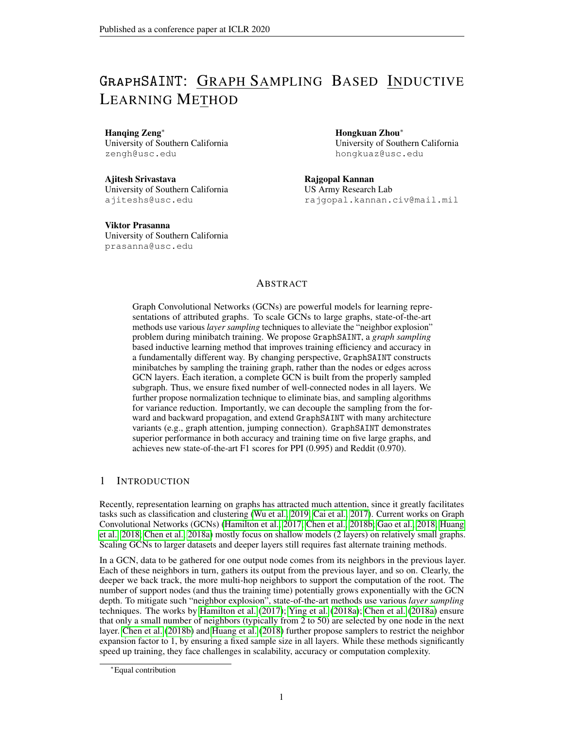# GraphSAINT: Graph Sampling Based Inductive Learning Method

**Hanqing Zeng***
University of Southern California
zengh@usc.edu

**Hongkuan Zhou***
University of Southern California
hongkuaz@usc.edu

**Ajitesh Srivastava**
University of Southern California
ajiteshs@usc.edu

**Rajgopal Kannan**
US Army Research Lab
rajgopal.kannan.civ@mail.mil

**Viktor Prasanna**
University of Southern California
prasanna@usc.edu

## Abstract

Graph Convolutional Networks (GCNs) are powerful models for learning representations of attributed graphs. To scale GCNs to large graphs, state-of-the-art methods use various *layer sampling* techniques to alleviate the "neighbor explosion" problem during minibatch training. We propose GraphSAINT, a *graph sampling* based inductive learning method that improves training efficiency and accuracy in a fundamentally different way. By changing perspective, GraphSAINT constructs minibatches by sampling the training graph, rather than the nodes or edges across GCN layers. Each iteration, a complete GCN is built from the properly sampled subgraph. Thus, we ensure fixed number of well-connected nodes in all layers. We further propose normalization technique to eliminate bias, and sampling algorithms for variance reduction. Importantly, we can decouple the sampling from the forward and backward propagation, and extend GraphSAINT with many architecture variants (e.g., graph attention, jumping connection). GraphSAINT demonstrates superior performance in both accuracy and training time on five large graphs, and achieves new state-of-the-art F1 scores for PPI (0.995) and Reddit (0.970).

## 1 Introduction

Recently, representation learning on graphs has attracted much attention, since it greatly facilitates tasks such as classification and clustering (Wu et al., 2019; Cai et al., 2017). Current works on Graph Convolutional Networks (GCNs) (Hamilton et al., 2017; Chen et al., 2018b; Gao et al., 2018; Huang et al., 2018; Chen et al., 2018a) mostly focus on shallow models (2 layers) on relatively small graphs. Scaling GCNs to larger datasets and deeper layers still requires fast alternate training methods.

In a GCN, data to be gathered for one output node comes from its neighbors in the previous layer. Each of these neighbors in turn, gathers its output from the previous layer, and so on. Clearly, the deeper we back track, the more multi-hop neighbors to support the computation of the root. The number of support nodes (and thus the training time) potentially grows exponentially with the GCN depth. To mitigate such "neighbor explosion", state-of-the-art methods use various *layer sampling* techniques. The works by Hamilton et al. (2017); Ying et al. (2018a); Chen et al. (2018a) ensure that only a small number of neighbors (typically from 2 to 50) are selected by one node in the next layer. Chen et al. (2018b) and Huang et al. (2018) further propose samplers to restrict the neighbor expansion factor to 1, by ensuring a fixed sample size in all layers. While these methods significantly speed up training, they face challenges in scalability, accuracy or computation complexity.

*Equal contribution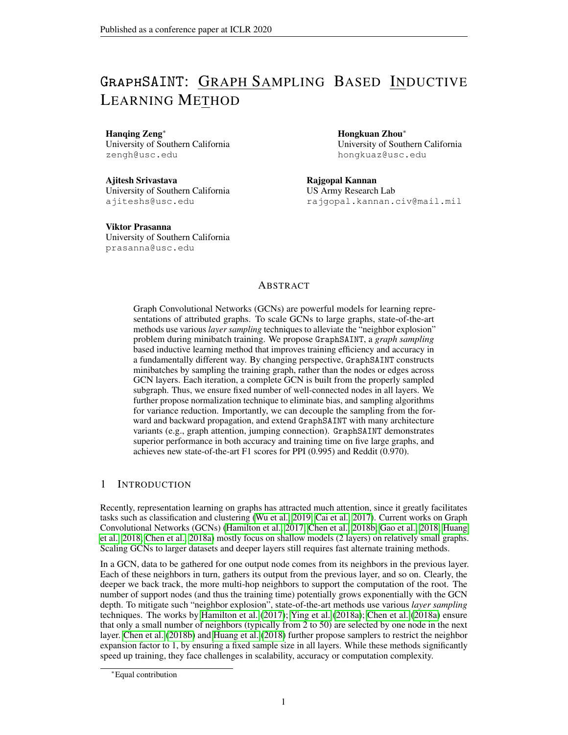# GraphSAINT: Graph Sampling Based Inductive Learning Method

**Hanqing Zeng**[*]
University of Southern California
zengh@usc.edu

**Hongkuan Zhou**[*]
University of Southern California
hongkuaz@usc.edu

**Ajitesh Srivastava**
University of Southern California
ajiteshs@usc.edu

**Rajgopal Kannan**
US Army Research Lab
rajgopal.kannan.civ@mail.mil

**Viktor Prasanna**
University of Southern California
prasanna@usc.edu

## Abstract

Graph Convolutional Networks (GCNs) are powerful models for learning representations of attributed graphs. To scale GCNs to large graphs, state-of-the-art methods use various *layer sampling* techniques to alleviate the "neighbor explosion" problem during minibatch training. We propose GraphSAINT, a *graph sampling* based inductive learning method that improves training efficiency and accuracy in a fundamentally different way. By changing perspective, GraphSAINT constructs minibatches by sampling the training graph, rather than the nodes or edges across GCN layers. Each iteration, a complete GCN is built from the properly sampled subgraph. Thus, we ensure fixed number of well-connected nodes in all layers. We further propose normalization technique to eliminate bias, and sampling algorithms for variance reduction. Importantly, we can decouple the sampling from the forward and backward propagation, and extend GraphSAINT with many architecture variants (e.g., graph attention, jumping connection). GraphSAINT demonstrates superior performance in both accuracy and training time on five large graphs, and achieves new state-of-the-art F1 scores for PPI (0.995) and Reddit (0.970).

## 1 Introduction

Recently, representation learning on graphs has attracted much attention, since it greatly facilitates tasks such as classification and clustering (Wu et al., 2019; Cai et al., 2017). Current works on Graph Convolutional Networks (GCNs) (Hamilton et al., 2017; Chen et al., 2018b; Gao et al., 2018; Huang et al., 2018; Chen et al., 2018a) mostly focus on shallow models (2 layers) on relatively small graphs. Scaling GCNs to larger datasets and deeper layers still requires fast alternate training methods.

In a GCN, data to be gathered for one output node comes from its neighbors in the previous layer. Each of these neighbors in turn, gathers its output from the previous layer, and so on. Clearly, the deeper we back track, the more multi-hop neighbors to support the computation of the root. The number of support nodes (and thus the training time) potentially grows exponentially with the GCN depth. To mitigate such "neighbor explosion", state-of-the-art methods use various *layer sampling* techniques. The works by Hamilton et al. (2017); Ying et al. (2018a); Chen et al. (2018a) ensure that only a small number of neighbors (typically from 2 to 50) are selected by one node in the next layer. Chen et al. (2018b) and Huang et al. (2018) further propose samplers to restrict the neighbor expansion factor to 1, by ensuring a fixed sample size in all layers. While these methods significantly speed up training, they face challenges in scalability, accuracy or computation complexity.

[*] Equal contribution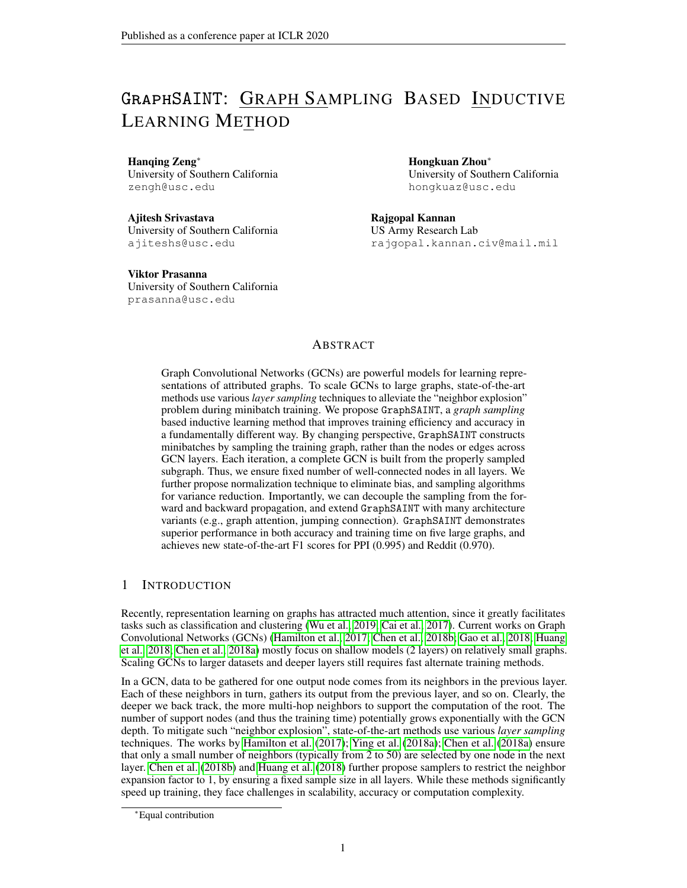# GraphSAINT: Graph Sampling Based Inductive Learning Method

**Hanqing Zeng**[*]
University of Southern California
zengh@usc.edu

**Hongkuan Zhou**[*]
University of Southern California
hongkuaz@usc.edu

**Ajitesh Srivastava**
University of Southern California
ajiteshs@usc.edu

**Rajgopal Kannan**
US Army Research Lab
rajgopal.kannan.civ@mail.mil

**Viktor Prasanna**
University of Southern California
prasanna@usc.edu

## Abstract

Graph Convolutional Networks (GCNs) are powerful models for learning representations of attributed graphs. To scale GCNs to large graphs, state-of-the-art methods use various *layer sampling* techniques to alleviate the "neighbor explosion" problem during minibatch training. We propose GraphSAINT, a *graph sampling* based inductive learning method that improves training efficiency and accuracy in a fundamentally different way. By changing perspective, GraphSAINT constructs minibatches by sampling the training graph, rather than the nodes or edges across GCN layers. Each iteration, a complete GCN is built from the properly sampled subgraph. Thus, we ensure fixed number of well-connected nodes in all layers. We further propose normalization technique to eliminate bias, and sampling algorithms for variance reduction. Importantly, we can decouple the sampling from the forward and backward propagation, and extend GraphSAINT with many architecture variants (e.g., graph attention, jumping connection). GraphSAINT demonstrates superior performance in both accuracy and training time on five large graphs, and achieves new state-of-the-art F1 scores for PPI (0.995) and Reddit (0.970).

## 1 Introduction

Recently, representation learning on graphs has attracted much attention, since it greatly facilitates tasks such as classification and clustering (Wu et al., 2019; Cai et al., 2017). Current works on Graph Convolutional Networks (GCNs) (Hamilton et al., 2017; Chen et al., 2018b; Gao et al., 2018; Huang et al., 2018; Chen et al., 2018a) mostly focus on shallow models (2 layers) on relatively small graphs. Scaling GCNs to larger datasets and deeper layers still requires fast alternate training methods.

In a GCN, data to be gathered for one output node comes from its neighbors in the previous layer. Each of these neighbors in turn, gathers its output from the previous layer, and so on. Clearly, the deeper we back track, the more multi-hop neighbors to support the computation of the root. The number of support nodes (and thus the training time) potentially grows exponentially with the GCN depth. To mitigate such "neighbor explosion", state-of-the-art methods use various *layer sampling* techniques. The works by Hamilton et al. (2017); Ying et al. (2018a); Chen et al. (2018a) ensure that only a small number of neighbors (typically from 2 to 50) are selected by one node in the next layer. Chen et al. (2018b) and Huang et al. (2018) further propose samplers to restrict the neighbor expansion factor to 1, by ensuring a fixed sample size in all layers. While these methods significantly speed up training, they face challenges in scalability, accuracy or computation complexity.

[*]Equal contribution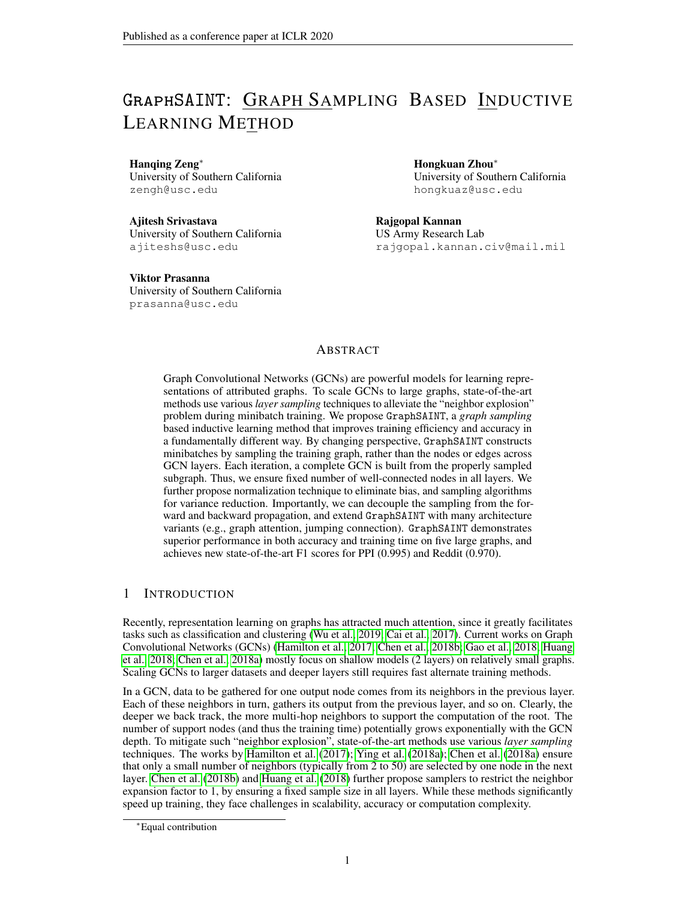# GraphSAINT: Graph Sampling Based Inductive Learning Method

**Hanqing Zeng**[*]
University of Southern California
zengh@usc.edu

**Hongkuan Zhou**[*]
University of Southern California
hongkuaz@usc.edu

**Ajitesh Srivastava**
University of Southern California
ajiteshs@usc.edu

**Rajgopal Kannan**
US Army Research Lab
rajgopal.kannan.civ@mail.mil

**Viktor Prasanna**
University of Southern California
prasanna@usc.edu

## Abstract

Graph Convolutional Networks (GCNs) are powerful models for learning representations of attributed graphs. To scale GCNs to large graphs, state-of-the-art methods use various *layer sampling* techniques to alleviate the "neighbor explosion" problem during minibatch training. We propose GraphSAINT, a *graph sampling* based inductive learning method that improves training efficiency and accuracy in a fundamentally different way. By changing perspective, GraphSAINT constructs minibatches by sampling the training graph, rather than the nodes or edges across GCN layers. Each iteration, a complete GCN is built from the properly sampled subgraph. Thus, we ensure fixed number of well-connected nodes in all layers. We further propose normalization technique to eliminate bias, and sampling algorithms for variance reduction. Importantly, we can decouple the sampling from the forward and backward propagation, and extend GraphSAINT with many architecture variants (e.g., graph attention, jumping connection). GraphSAINT demonstrates superior performance in both accuracy and training time on five large graphs, and achieves new state-of-the-art F1 scores for PPI (0.995) and Reddit (0.970).

## 1 Introduction

Recently, representation learning on graphs has attracted much attention, since it greatly facilitates tasks such as classification and clustering (Wu et al., 2019; Cai et al., 2017). Current works on Graph Convolutional Networks (GCNs) (Hamilton et al., 2017; Chen et al., 2018b; Gao et al., 2018; Huang et al., 2018; Chen et al., 2018a) mostly focus on shallow models (2 layers) on relatively small graphs. Scaling GCNs to larger datasets and deeper layers still requires fast alternate training methods.

In a GCN, data to be gathered for one output node comes from its neighbors in the previous layer. Each of these neighbors in turn, gathers its output from the previous layer, and so on. Clearly, the deeper we back track, the more multi-hop neighbors to support the computation of the root. The number of support nodes (and thus the training time) potentially grows exponentially with the GCN depth. To mitigate such "neighbor explosion", state-of-the-art methods use various *layer sampling* techniques. The works by Hamilton et al. (2017); Ying et al. (2018a); Chen et al. (2018a) ensure that only a small number of neighbors (typically from 2 to 50) are selected by one node in the next layer. Chen et al. (2018b) and Huang et al. (2018) further propose samplers to restrict the neighbor expansion factor to 1, by ensuring a fixed sample size in all layers. While these methods significantly speed up training, they face challenges in scalability, accuracy or computation complexity.

[*] Equal contribution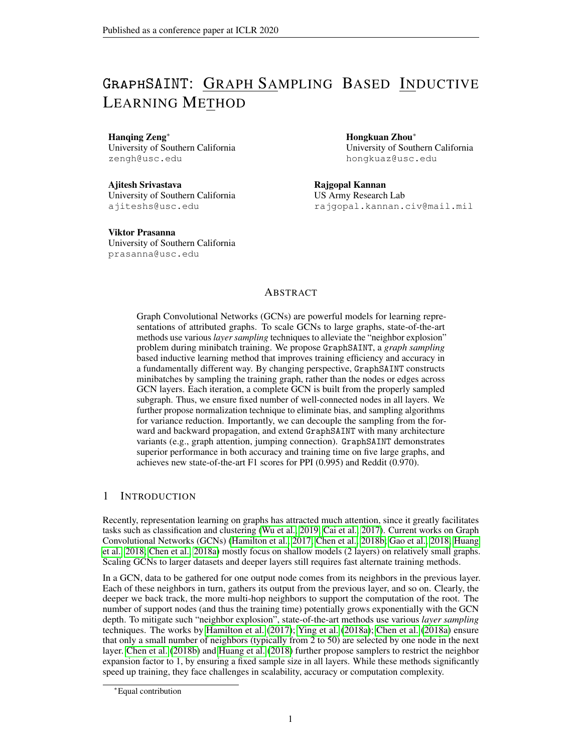# GraphSAINT: Graph Sampling Based Inductive Learning Method

**Hanqing Zeng**[∗]
University of Southern California
zengh@usc.edu

**Hongkuan Zhou**[∗]
University of Southern California
hongkuaz@usc.edu

**Ajitesh Srivastava**
University of Southern California
ajiteshs@usc.edu

**Rajgopal Kannan**
US Army Research Lab
rajgopal.kannan.civ@mail.mil

**Viktor Prasanna**
University of Southern California
prasanna@usc.edu

## Abstract

Graph Convolutional Networks (GCNs) are powerful models for learning representations of attributed graphs. To scale GCNs to large graphs, state-of-the-art methods use various *layer sampling* techniques to alleviate the "neighbor explosion" problem during minibatch training. We propose GraphSAINT, a *graph sampling* based inductive learning method that improves training efficiency and accuracy in a fundamentally different way. By changing perspective, GraphSAINT constructs minibatches by sampling the training graph, rather than the nodes or edges across GCN layers. Each iteration, a complete GCN is built from the properly sampled subgraph. Thus, we ensure fixed number of well-connected nodes in all layers. We further propose normalization technique to eliminate bias, and sampling algorithms for variance reduction. Importantly, we can decouple the sampling from the forward and backward propagation, and extend GraphSAINT with many architecture variants (e.g., graph attention, jumping connection). GraphSAINT demonstrates superior performance in both accuracy and training time on five large graphs, and achieves new state-of-the-art F1 scores for PPI (0.995) and Reddit (0.970).

## 1 Introduction

Recently, representation learning on graphs has attracted much attention, since it greatly facilitates tasks such as classification and clustering (Wu et al., 2019; Cai et al., 2017). Current works on Graph Convolutional Networks (GCNs) (Hamilton et al., 2017; Chen et al., 2018b; Gao et al., 2018; Huang et al., 2018; Chen et al., 2018a) mostly focus on shallow models (2 layers) on relatively small graphs. Scaling GCNs to larger datasets and deeper layers still requires fast alternate training methods.

In a GCN, data to be gathered for one output node comes from its neighbors in the previous layer. Each of these neighbors in turn, gathers its output from the previous layer, and so on. Clearly, the deeper we back track, the more multi-hop neighbors to support the computation of the root. The number of support nodes (and thus the training time) potentially grows exponentially with the GCN depth. To mitigate such "neighbor explosion", state-of-the-art methods use various *layer sampling* techniques. The works by Hamilton et al. (2017); Ying et al. (2018a); Chen et al. (2018a) ensure that only a small number of neighbors (typically from 2 to 50) are selected by one node in the next layer. Chen et al. (2018b) and Huang et al. (2018) further propose samplers to restrict the neighbor expansion factor to 1, by ensuring a fixed sample size in all layers. While these methods significantly speed up training, they face challenges in scalability, accuracy or computation complexity.

[∗]Equal contribution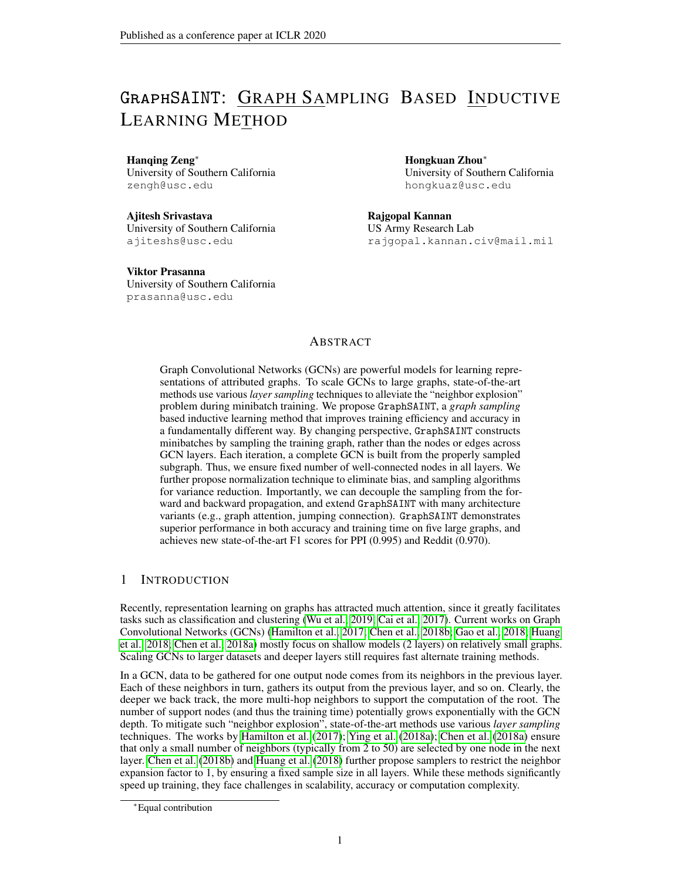# GraphSAINT: Graph Sampling Based Inductive Learning Method

**Hanqing Zeng**[*]
University of Southern California
zengh@usc.edu

**Hongkuan Zhou**[*]
University of Southern California
hongkuaz@usc.edu

**Ajitesh Srivastava**
University of Southern California
ajiteshs@usc.edu

**Rajgopal Kannan**
US Army Research Lab
rajgopal.kannan.civ@mail.mil

**Viktor Prasanna**
University of Southern California
prasanna@usc.edu

## Abstract

Graph Convolutional Networks (GCNs) are powerful models for learning representations of attributed graphs. To scale GCNs to large graphs, state-of-the-art methods use various *layer sampling* techniques to alleviate the "neighbor explosion" problem during minibatch training. We propose GraphSAINT, a *graph sampling* based inductive learning method that improves training efficiency and accuracy in a fundamentally different way. By changing perspective, GraphSAINT constructs minibatches by sampling the training graph, rather than the nodes or edges across GCN layers. Each iteration, a complete GCN is built from the properly sampled subgraph. Thus, we ensure fixed number of well-connected nodes in all layers. We further propose normalization technique to eliminate bias, and sampling algorithms for variance reduction. Importantly, we can decouple the sampling from the forward and backward propagation, and extend GraphSAINT with many architecture variants (e.g., graph attention, jumping connection). GraphSAINT demonstrates superior performance in both accuracy and training time on five large graphs, and achieves new state-of-the-art F1 scores for PPI (0.995) and Reddit (0.970).

## 1 Introduction

Recently, representation learning on graphs has attracted much attention, since it greatly facilitates tasks such as classification and clustering (Wu et al., 2019; Cai et al., 2017). Current works on Graph Convolutional Networks (GCNs) (Hamilton et al., 2017; Chen et al., 2018b; Gao et al., 2018; Huang et al., 2018; Chen et al., 2018a) mostly focus on shallow models (2 layers) on relatively small graphs. Scaling GCNs to larger datasets and deeper layers still requires fast alternate training methods.

In a GCN, data to be gathered for one output node comes from its neighbors in the previous layer. Each of these neighbors in turn, gathers its output from the previous layer, and so on. Clearly, the deeper we back track, the more multi-hop neighbors to support the computation of the root. The number of support nodes (and thus the training time) potentially grows exponentially with the GCN depth. To mitigate such "neighbor explosion", state-of-the-art methods use various *layer sampling* techniques. The works by Hamilton et al. (2017); Ying et al. (2018a); Chen et al. (2018a) ensure that only a small number of neighbors (typically from 2 to 50) are selected by one node in the next layer. Chen et al. (2018b) and Huang et al. (2018) further propose samplers to restrict the neighbor expansion factor to 1, by ensuring a fixed sample size in all layers. While these methods significantly speed up training, they face challenges in scalability, accuracy or computation complexity.

[*]Equal contribution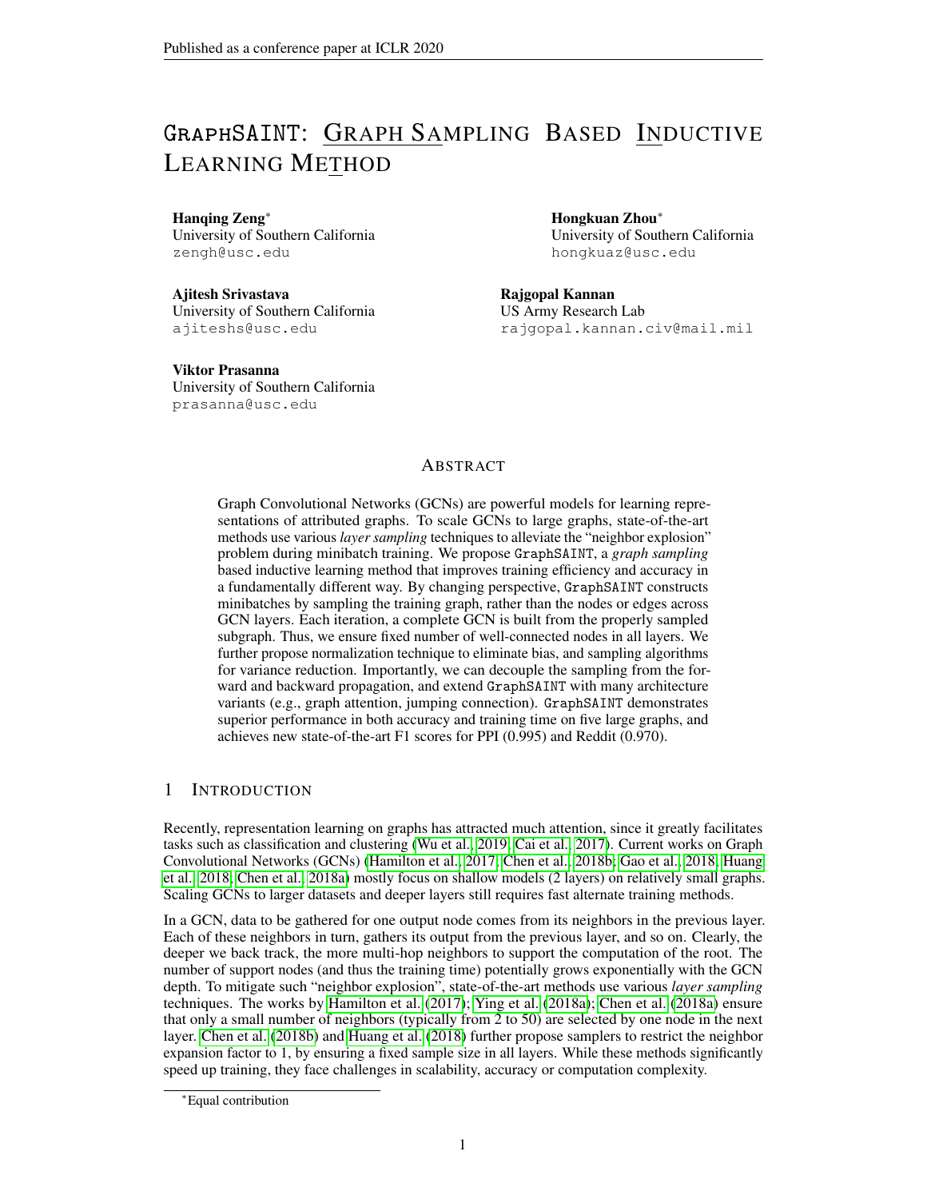# GraphSAINT: Graph Sampling Based Inductive Learning Method

**Hanqing Zeng**[*]
University of Southern California
zengh@usc.edu

**Hongkuan Zhou**[*]
University of Southern California
hongkuaz@usc.edu

**Ajitesh Srivastava**
University of Southern California
ajiteshs@usc.edu

**Rajgopal Kannan**
US Army Research Lab
rajgopal.kannan.civ@mail.mil

**Viktor Prasanna**
University of Southern California
prasanna@usc.edu

## Abstract

Graph Convolutional Networks (GCNs) are powerful models for learning representations of attributed graphs. To scale GCNs to large graphs, state-of-the-art methods use various *layer sampling* techniques to alleviate the "neighbor explosion" problem during minibatch training. We propose GraphSAINT, a *graph sampling* based inductive learning method that improves training efficiency and accuracy in a fundamentally different way. By changing perspective, GraphSAINT constructs minibatches by sampling the training graph, rather than the nodes or edges across GCN layers. Each iteration, a complete GCN is built from the properly sampled subgraph. Thus, we ensure fixed number of well-connected nodes in all layers. We further propose normalization technique to eliminate bias, and sampling algorithms for variance reduction. Importantly, we can decouple the sampling from the forward and backward propagation, and extend GraphSAINT with many architecture variants (e.g., graph attention, jumping connection). GraphSAINT demonstrates superior performance in both accuracy and training time on five large graphs, and achieves new state-of-the-art F1 scores for PPI (0.995) and Reddit (0.970).

## 1 Introduction

Recently, representation learning on graphs has attracted much attention, since it greatly facilitates tasks such as classification and clustering (Wu et al., 2019; Cai et al., 2017). Current works on Graph Convolutional Networks (GCNs) (Hamilton et al., 2017; Chen et al., 2018b; Gao et al., 2018; Huang et al., 2018; Chen et al., 2018a) mostly focus on shallow models (2 layers) on relatively small graphs. Scaling GCNs to larger datasets and deeper layers still requires fast alternate training methods.

In a GCN, data to be gathered for one output node comes from its neighbors in the previous layer. Each of these neighbors in turn, gathers its output from the previous layer, and so on. Clearly, the deeper we back track, the more multi-hop neighbors to support the computation of the root. The number of support nodes (and thus the training time) potentially grows exponentially with the GCN depth. To mitigate such "neighbor explosion", state-of-the-art methods use various *layer sampling* techniques. The works by Hamilton et al. (2017); Ying et al. (2018a); Chen et al. (2018a) ensure that only a small number of neighbors (typically from 2 to 50) are selected by one node in the next layer. Chen et al. (2018b) and Huang et al. (2018) further propose samplers to restrict the neighbor expansion factor to 1, by ensuring a fixed sample size in all layers. While these methods significantly speed up training, they face challenges in scalability, accuracy or computation complexity.

[*]Equal contribution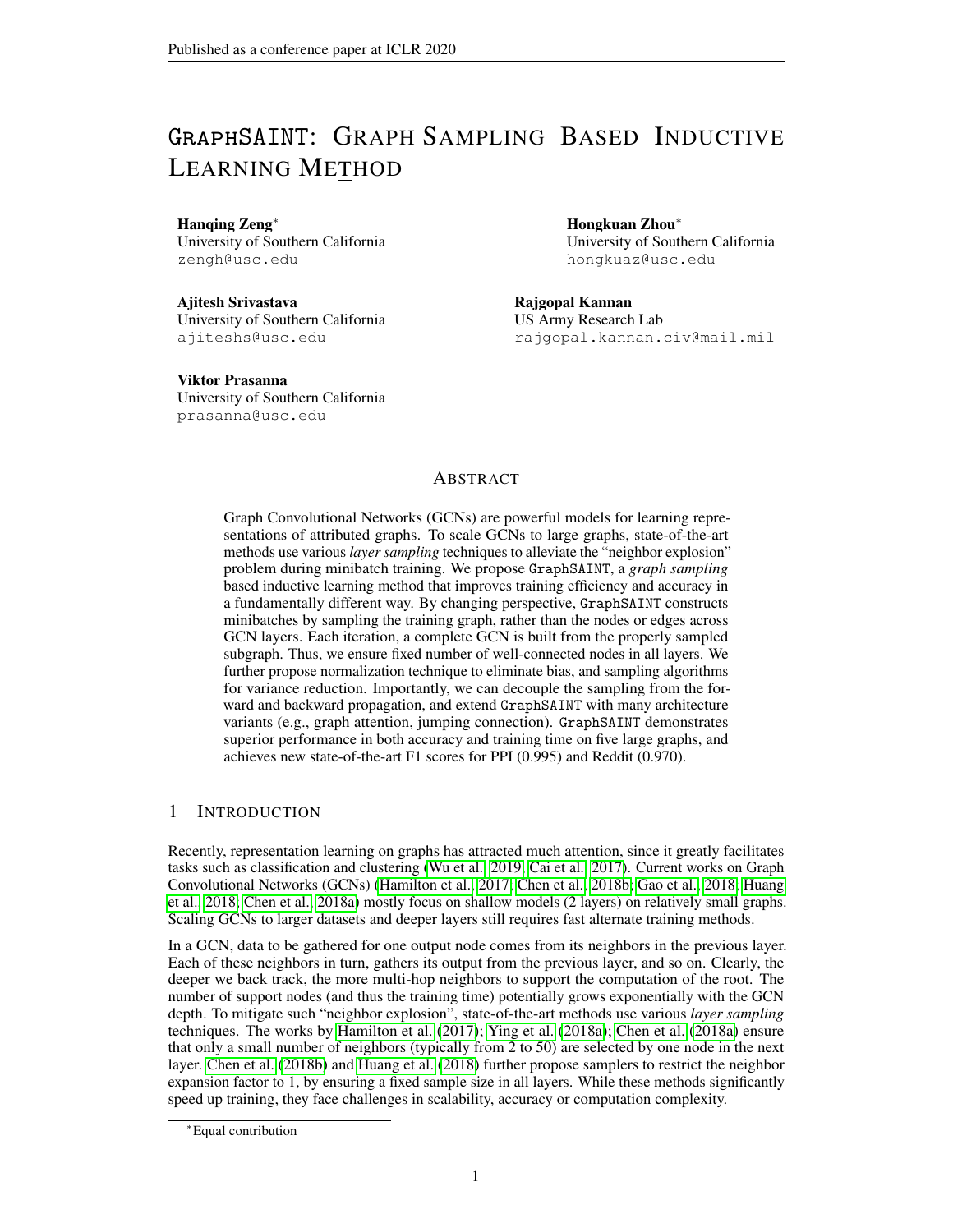# GraphSAINT: Graph Sampling Based Inductive Learning Method

**Hanqing Zeng**[*]
University of Southern California
zengh@usc.edu

**Hongkuan Zhou**[*]
University of Southern California
hongkuaz@usc.edu

**Ajitesh Srivastava**
University of Southern California
ajiteshs@usc.edu

**Rajgopal Kannan**
US Army Research Lab
rajgopal.kannan.civ@mail.mil

**Viktor Prasanna**
University of Southern California
prasanna@usc.edu

## Abstract

Graph Convolutional Networks (GCNs) are powerful models for learning representations of attributed graphs. To scale GCNs to large graphs, state-of-the-art methods use various *layer sampling* techniques to alleviate the "neighbor explosion" problem during minibatch training. We propose GraphSAINT, a *graph sampling* based inductive learning method that improves training efficiency and accuracy in a fundamentally different way. By changing perspective, GraphSAINT constructs minibatches by sampling the training graph, rather than the nodes or edges across GCN layers. Each iteration, a complete GCN is built from the properly sampled subgraph. Thus, we ensure fixed number of well-connected nodes in all layers. We further propose normalization technique to eliminate bias, and sampling algorithms for variance reduction. Importantly, we can decouple the sampling from the forward and backward propagation, and extend GraphSAINT with many architecture variants (e.g., graph attention, jumping connection). GraphSAINT demonstrates superior performance in both accuracy and training time on five large graphs, and achieves new state-of-the-art F1 scores for PPI (0.995) and Reddit (0.970).

## 1 Introduction

Recently, representation learning on graphs has attracted much attention, since it greatly facilitates tasks such as classification and clustering (Wu et al., 2019; Cai et al., 2017). Current works on Graph Convolutional Networks (GCNs) (Hamilton et al., 2017; Chen et al., 2018b; Gao et al., 2018; Huang et al., 2018; Chen et al., 2018a) mostly focus on shallow models (2 layers) on relatively small graphs. Scaling GCNs to larger datasets and deeper layers still requires fast alternate training methods.

In a GCN, data to be gathered for one output node comes from its neighbors in the previous layer. Each of these neighbors in turn, gathers its output from the previous layer, and so on. Clearly, the deeper we back track, the more multi-hop neighbors to support the computation of the root. The number of support nodes (and thus the training time) potentially grows exponentially with the GCN depth. To mitigate such "neighbor explosion", state-of-the-art methods use various *layer sampling* techniques. The works by Hamilton et al. (2017); Ying et al. (2018a); Chen et al. (2018a) ensure that only a small number of neighbors (typically from 2 to 50) are selected by one node in the next layer. Chen et al. (2018b) and Huang et al. (2018) further propose samplers to restrict the neighbor expansion factor to 1, by ensuring a fixed sample size in all layers. While these methods significantly speed up training, they face challenges in scalability, accuracy or computation complexity.

[*]Equal contribution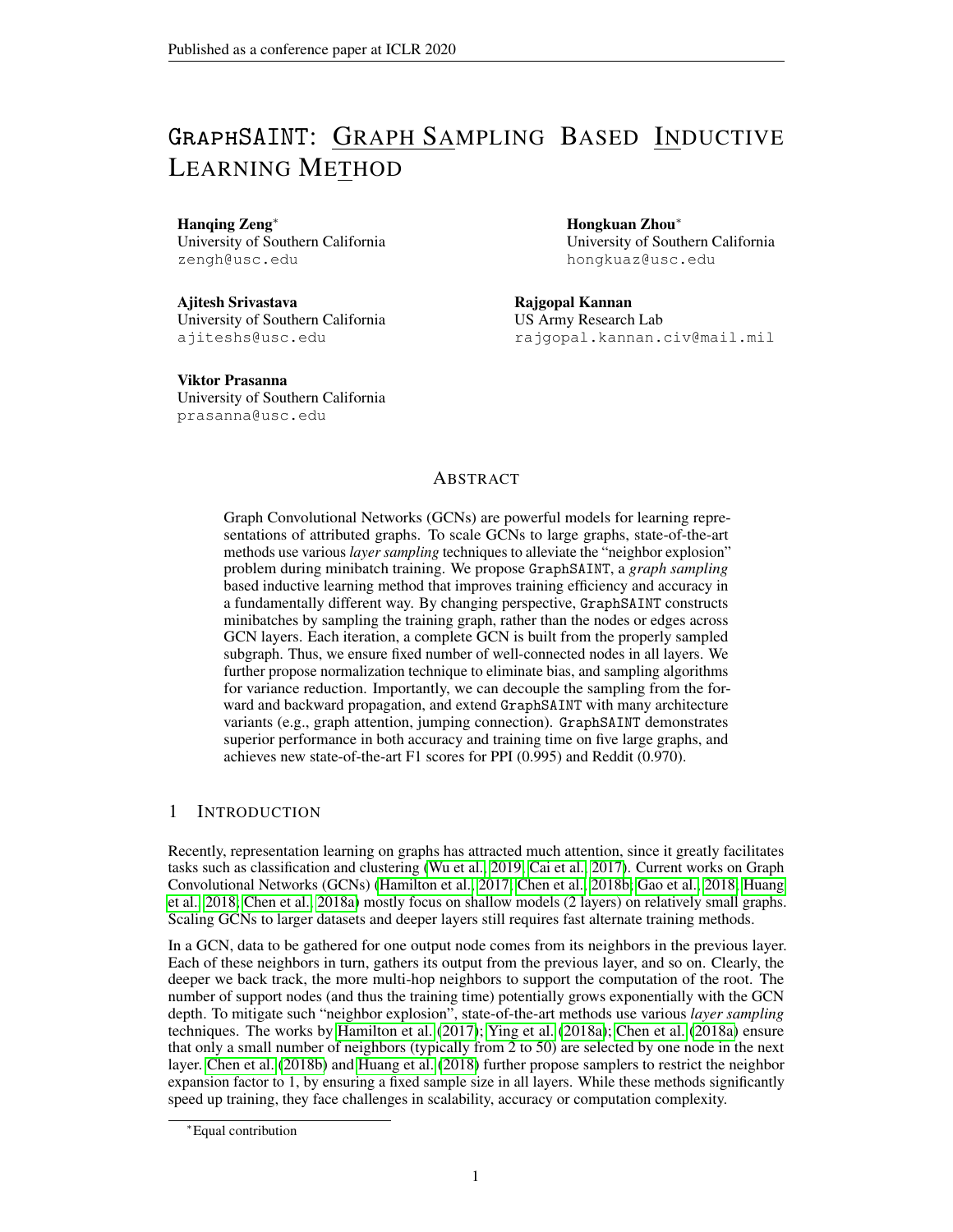# GraphSAINT: Graph Sampling Based Inductive Learning Method

**Hanqing Zeng**[*]
University of Southern California
zengh@usc.edu

**Hongkuan Zhou**[*]
University of Southern California
hongkuaz@usc.edu

**Ajitesh Srivastava**
University of Southern California
ajiteshs@usc.edu

**Rajgopal Kannan**
US Army Research Lab
rajgopal.kannan.civ@mail.mil

**Viktor Prasanna**
University of Southern California
prasanna@usc.edu

## Abstract

Graph Convolutional Networks (GCNs) are powerful models for learning representations of attributed graphs. To scale GCNs to large graphs, state-of-the-art methods use various *layer sampling* techniques to alleviate the "neighbor explosion" problem during minibatch training. We propose GraphSAINT, a *graph sampling* based inductive learning method that improves training efficiency and accuracy in a fundamentally different way. By changing perspective, GraphSAINT constructs minibatches by sampling the training graph, rather than the nodes or edges across GCN layers. Each iteration, a complete GCN is built from the properly sampled subgraph. Thus, we ensure fixed number of well-connected nodes in all layers. We further propose normalization technique to eliminate bias, and sampling algorithms for variance reduction. Importantly, we can decouple the sampling from the forward and backward propagation, and extend GraphSAINT with many architecture variants (e.g., graph attention, jumping connection). GraphSAINT demonstrates superior performance in both accuracy and training time on five large graphs, and achieves new state-of-the-art F1 scores for PPI (0.995) and Reddit (0.970).

## 1 Introduction

Recently, representation learning on graphs has attracted much attention, since it greatly facilitates tasks such as classification and clustering (Wu et al., 2019; Cai et al., 2017). Current works on Graph Convolutional Networks (GCNs) (Hamilton et al., 2017; Chen et al., 2018b; Gao et al., 2018; Huang et al., 2018; Chen et al., 2018a) mostly focus on shallow models (2 layers) on relatively small graphs. Scaling GCNs to larger datasets and deeper layers still requires fast alternate training methods.

In a GCN, data to be gathered for one output node comes from its neighbors in the previous layer. Each of these neighbors in turn, gathers its output from the previous layer, and so on. Clearly, the deeper we back track, the more multi-hop neighbors to support the computation of the root. The number of support nodes (and thus the training time) potentially grows exponentially with the GCN depth. To mitigate such "neighbor explosion", state-of-the-art methods use various *layer sampling* techniques. The works by Hamilton et al. (2017); Ying et al. (2018a); Chen et al. (2018a) ensure that only a small number of neighbors (typically from 2 to 50) are selected by one node in the next layer. Chen et al. (2018b) and Huang et al. (2018) further propose samplers to restrict the neighbor expansion factor to 1, by ensuring a fixed sample size in all layers. While these methods significantly speed up training, they face challenges in scalability, accuracy or computation complexity.

[*] Equal contribution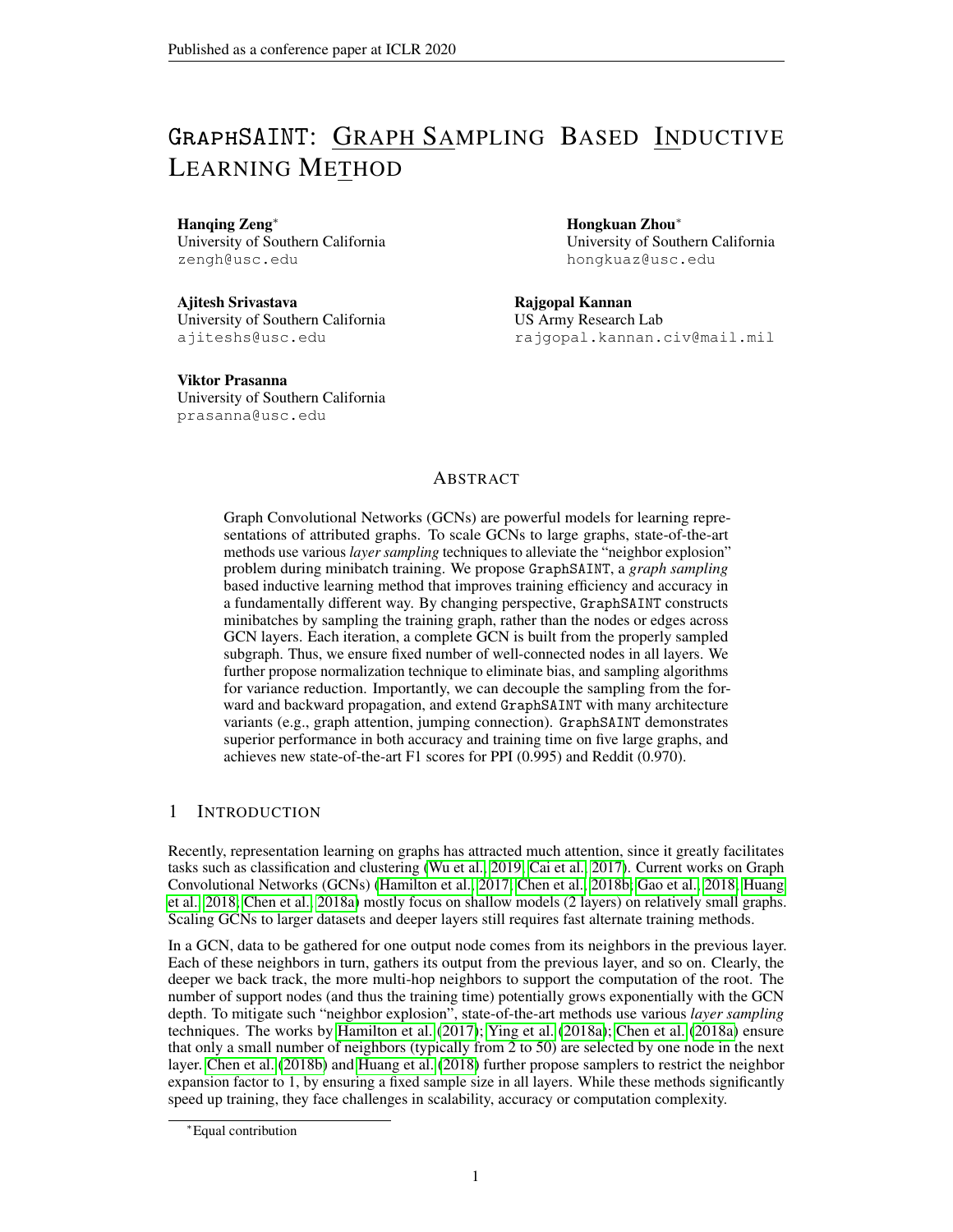# GraphSAINT: Graph Sampling Based Inductive Learning Method

**Hanqing Zeng**[*]
University of Southern California
zengh@usc.edu

**Hongkuan Zhou**[*]
University of Southern California
hongkuaz@usc.edu

**Ajitesh Srivastava**
University of Southern California
ajiteshs@usc.edu

**Rajgopal Kannan**
US Army Research Lab
rajgopal.kannan.civ@mail.mil

**Viktor Prasanna**
University of Southern California
prasanna@usc.edu

## Abstract

Graph Convolutional Networks (GCNs) are powerful models for learning representations of attributed graphs. To scale GCNs to large graphs, state-of-the-art methods use various *layer sampling* techniques to alleviate the "neighbor explosion" problem during minibatch training. We propose GraphSAINT, a *graph sampling* based inductive learning method that improves training efficiency and accuracy in a fundamentally different way. By changing perspective, GraphSAINT constructs minibatches by sampling the training graph, rather than the nodes or edges across GCN layers. Each iteration, a complete GCN is built from the properly sampled subgraph. Thus, we ensure fixed number of well-connected nodes in all layers. We further propose normalization technique to eliminate bias, and sampling algorithms for variance reduction. Importantly, we can decouple the sampling from the forward and backward propagation, and extend GraphSAINT with many architecture variants (e.g., graph attention, jumping connection). GraphSAINT demonstrates superior performance in both accuracy and training time on five large graphs, and achieves new state-of-the-art F1 scores for PPI (0.995) and Reddit (0.970).

## 1 Introduction

Recently, representation learning on graphs has attracted much attention, since it greatly facilitates tasks such as classification and clustering (Wu et al., 2019; Cai et al., 2017). Current works on Graph Convolutional Networks (GCNs) (Hamilton et al., 2017; Chen et al., 2018b; Gao et al., 2018; Huang et al., 2018; Chen et al., 2018a) mostly focus on shallow models (2 layers) on relatively small graphs. Scaling GCNs to larger datasets and deeper layers still requires fast alternate training methods.

In a GCN, data to be gathered for one output node comes from its neighbors in the previous layer. Each of these neighbors in turn, gathers its output from the previous layer, and so on. Clearly, the deeper we back track, the more multi-hop neighbors to support the computation of the root. The number of support nodes (and thus the training time) potentially grows exponentially with the GCN depth. To mitigate such "neighbor explosion", state-of-the-art methods use various *layer sampling* techniques. The works by Hamilton et al. (2017); Ying et al. (2018a); Chen et al. (2018a) ensure that only a small number of neighbors (typically from 2 to 50) are selected by one node in the next layer. Chen et al. (2018b) and Huang et al. (2018) further propose samplers to restrict the neighbor expansion factor to 1, by ensuring a fixed sample size in all layers. While these methods significantly speed up training, they face challenges in scalability, accuracy or computation complexity.

[*]Equal contribution